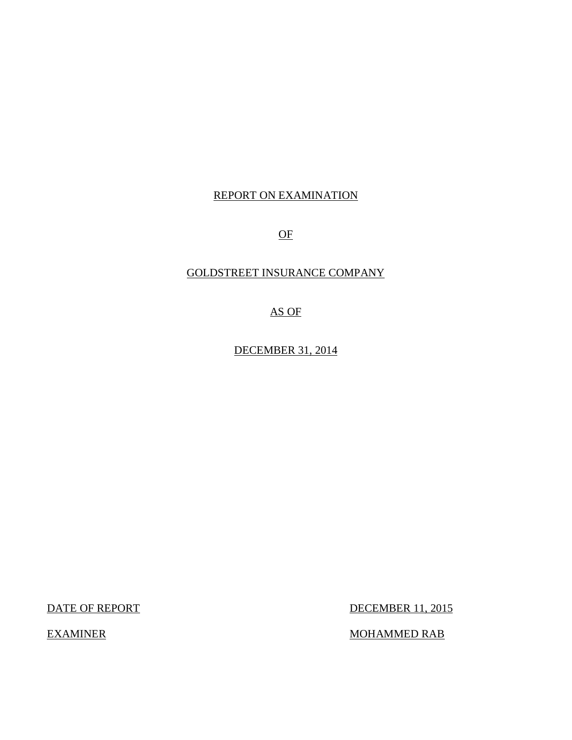REPORT ON EXAMINATION

OF

GOLDSTREET INSURANCE COMPANY

AS OF

DECEMBER 31, 2014

| | |
|---|---|
| DATE OF REPORT | DECEMBER 11, 2015 |
| EXAMINER | MOHAMMED RAB |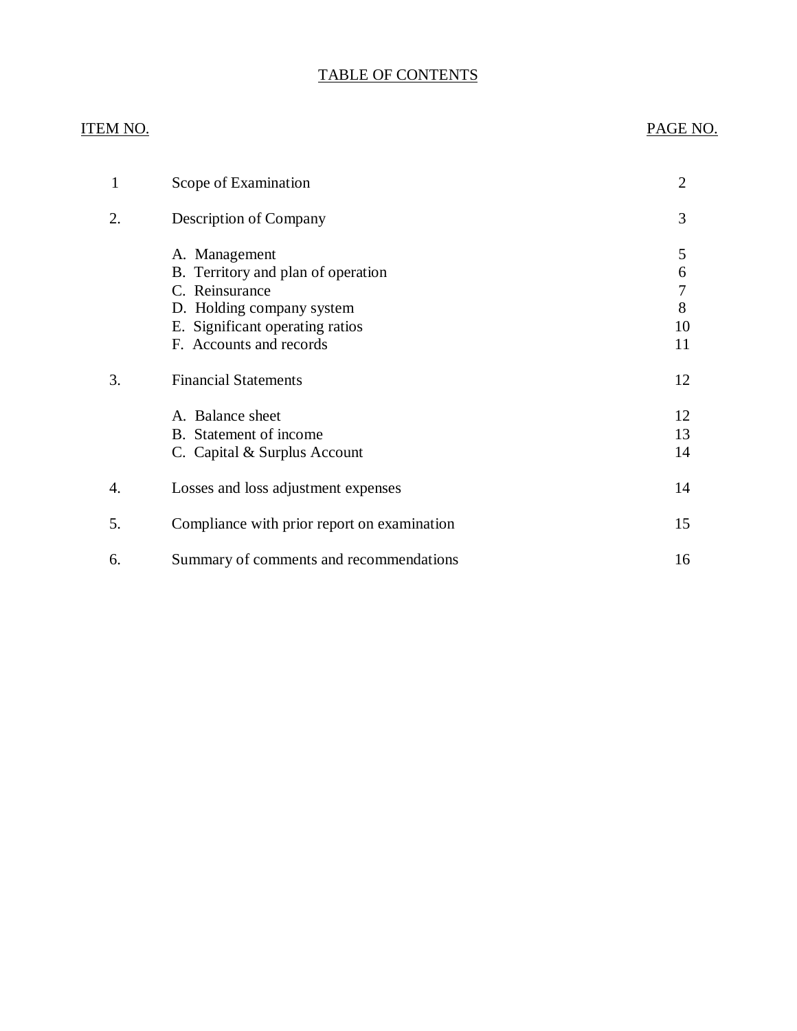# TABLE OF CONTENTS

| ITEM NO. | | PAGE NO. |
|---|---|---|
| 1 | Scope of Examination | 2 |
| 2. | Description of Company | 3 |
| | A. Management | 5 |
| | B. Territory and plan of operation | 6 |
| | C. Reinsurance | 7 |
| | D. Holding company system | 8 |
| | E. Significant operating ratios | 10 |
| | F. Accounts and records | 11 |
| 3. | Financial Statements | 12 |
| | A. Balance sheet | 12 |
| | B. Statement of income | 13 |
| | C. Capital & Surplus Account | 14 |
| 4. | Losses and loss adjustment expenses | 14 |
| 5. | Compliance with prior report on examination | 15 |
| 6. | Summary of comments and recommendations | 16 |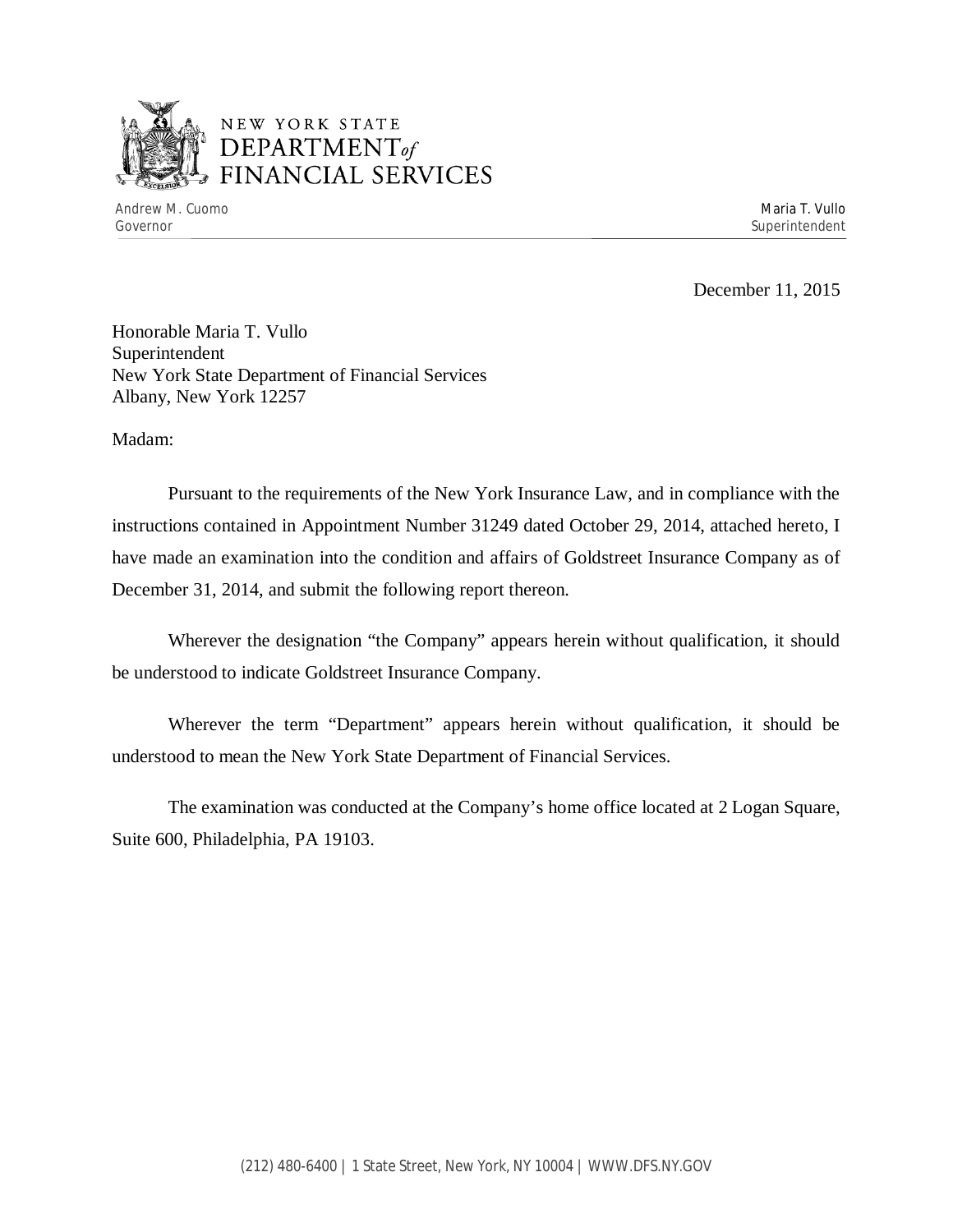NEW YORK STATE
DEPARTMENT of
FINANCIAL SERVICES

Andrew M. Cuomo
Governor

Maria T. Vullo
Superintendent

December 11, 2015

Honorable Maria T. Vullo
Superintendent
New York State Department of Financial Services
Albany, New York 12257

Madam:

Pursuant to the requirements of the New York Insurance Law, and in compliance with the instructions contained in Appointment Number 31249 dated October 29, 2014, attached hereto, I have made an examination into the condition and affairs of Goldstreet Insurance Company as of December 31, 2014, and submit the following report thereon.

Wherever the designation "the Company" appears herein without qualification, it should be understood to indicate Goldstreet Insurance Company.

Wherever the term "Department" appears herein without qualification, it should be understood to mean the New York State Department of Financial Services.

The examination was conducted at the Company's home office located at 2 Logan Square, Suite 600, Philadelphia, PA 19103.

(212) 480-6400 | 1 State Street, New York, NY 10004 | WWW.DFS.NY.GOV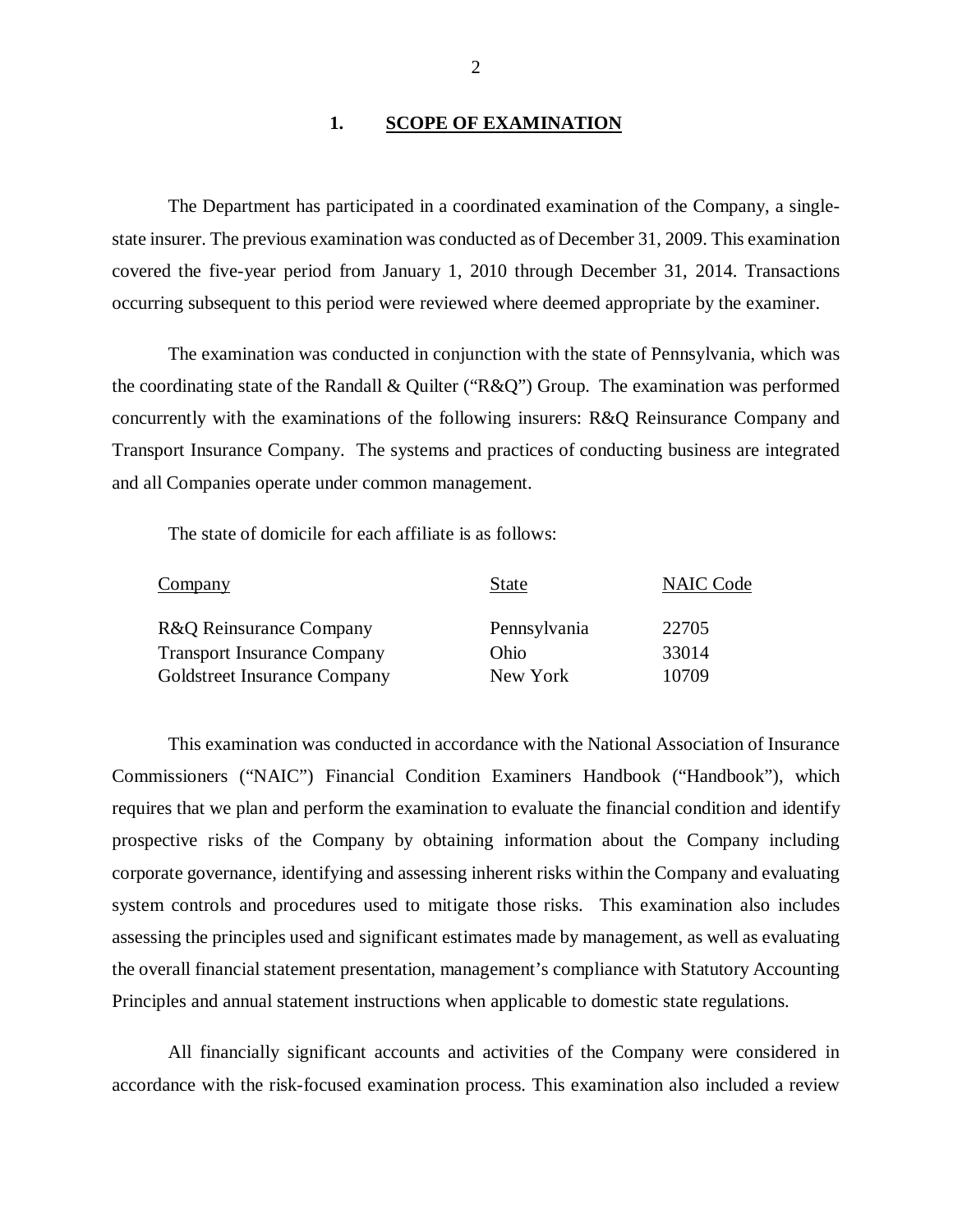## 1. SCOPE OF EXAMINATION

The Department has participated in a coordinated examination of the Company, a single-state insurer. The previous examination was conducted as of December 31, 2009. This examination covered the five-year period from January 1, 2010 through December 31, 2014. Transactions occurring subsequent to this period were reviewed where deemed appropriate by the examiner.

The examination was conducted in conjunction with the state of Pennsylvania, which was the coordinating state of the Randall & Quilter ("R&Q") Group. The examination was performed concurrently with the examinations of the following insurers: R&Q Reinsurance Company and Transport Insurance Company. The systems and practices of conducting business are integrated and all Companies operate under common management.

The state of domicile for each affiliate is as follows:

| Company | State | NAIC Code |
|---|---|---|
| R&Q Reinsurance Company | Pennsylvania | 22705 |
| Transport Insurance Company | Ohio | 33014 |
| Goldstreet Insurance Company | New York | 10709 |

This examination was conducted in accordance with the National Association of Insurance Commissioners ("NAIC") Financial Condition Examiners Handbook ("Handbook"), which requires that we plan and perform the examination to evaluate the financial condition and identify prospective risks of the Company by obtaining information about the Company including corporate governance, identifying and assessing inherent risks within the Company and evaluating system controls and procedures used to mitigate those risks. This examination also includes assessing the principles used and significant estimates made by management, as well as evaluating the overall financial statement presentation, management's compliance with Statutory Accounting Principles and annual statement instructions when applicable to domestic state regulations.

All financially significant accounts and activities of the Company were considered in accordance with the risk-focused examination process. This examination also included a review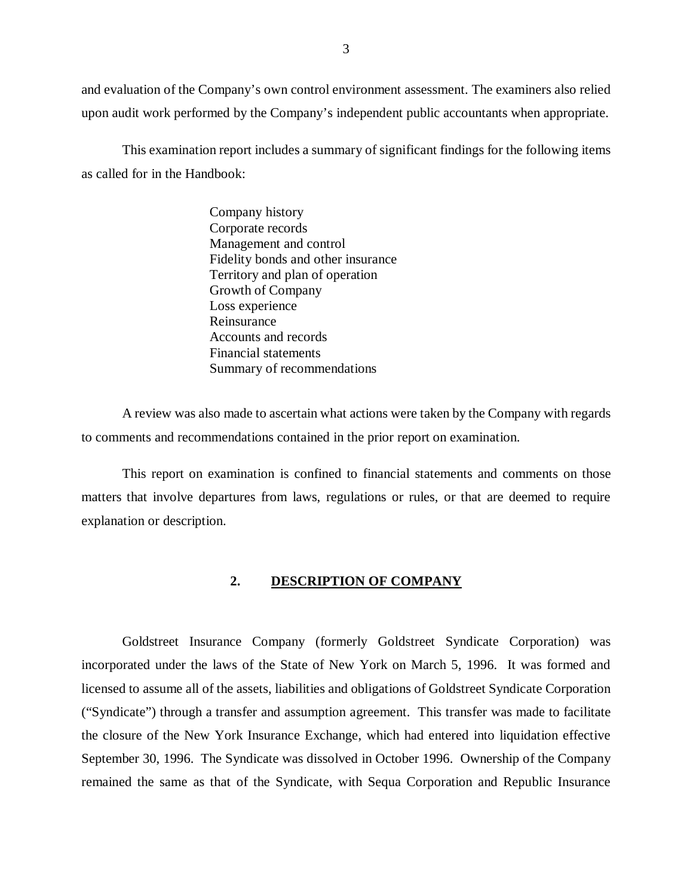and evaluation of the Company's own control environment assessment. The examiners also relied upon audit work performed by the Company's independent public accountants when appropriate.

This examination report includes a summary of significant findings for the following items as called for in the Handbook:

- Company history
- Corporate records
- Management and control
- Fidelity bonds and other insurance
- Territory and plan of operation
- Growth of Company
- Loss experience
- Reinsurance
- Accounts and records
- Financial statements
- Summary of recommendations

A review was also made to ascertain what actions were taken by the Company with regards to comments and recommendations contained in the prior report on examination.

This report on examination is confined to financial statements and comments on those matters that involve departures from laws, regulations or rules, or that are deemed to require explanation or description.

## 2. DESCRIPTION OF COMPANY

Goldstreet Insurance Company (formerly Goldstreet Syndicate Corporation) was incorporated under the laws of the State of New York on March 5, 1996. It was formed and licensed to assume all of the assets, liabilities and obligations of Goldstreet Syndicate Corporation ("Syndicate") through a transfer and assumption agreement. This transfer was made to facilitate the closure of the New York Insurance Exchange, which had entered into liquidation effective September 30, 1996. The Syndicate was dissolved in October 1996. Ownership of the Company remained the same as that of the Syndicate, with Sequa Corporation and Republic Insurance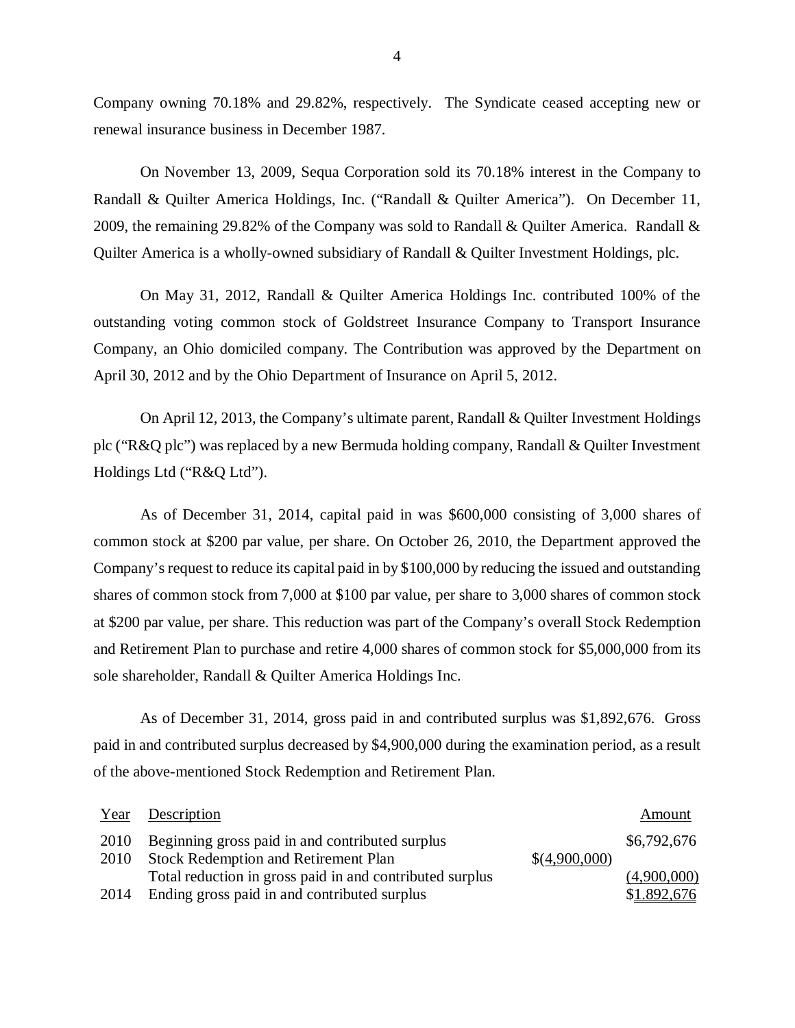Company owning 70.18% and 29.82%, respectively. The Syndicate ceased accepting new or renewal insurance business in December 1987.

On November 13, 2009, Sequa Corporation sold its 70.18% interest in the Company to Randall & Quilter America Holdings, Inc. ("Randall & Quilter America"). On December 11, 2009, the remaining 29.82% of the Company was sold to Randall & Quilter America. Randall & Quilter America is a wholly-owned subsidiary of Randall & Quilter Investment Holdings, plc.

On May 31, 2012, Randall & Quilter America Holdings Inc. contributed 100% of the outstanding voting common stock of Goldstreet Insurance Company to Transport Insurance Company, an Ohio domiciled company. The Contribution was approved by the Department on April 30, 2012 and by the Ohio Department of Insurance on April 5, 2012.

On April 12, 2013, the Company's ultimate parent, Randall & Quilter Investment Holdings plc ("R&Q plc") was replaced by a new Bermuda holding company, Randall & Quilter Investment Holdings Ltd ("R&Q Ltd").

As of December 31, 2014, capital paid in was $600,000 consisting of 3,000 shares of common stock at $200 par value, per share. On October 26, 2010, the Department approved the Company's request to reduce its capital paid in by $100,000 by reducing the issued and outstanding shares of common stock from 7,000 at $100 par value, per share to 3,000 shares of common stock at $200 par value, per share. This reduction was part of the Company's overall Stock Redemption and Retirement Plan to purchase and retire 4,000 shares of common stock for $5,000,000 from its sole shareholder, Randall & Quilter America Holdings Inc.

As of December 31, 2014, gross paid in and contributed surplus was $1,892,676. Gross paid in and contributed surplus decreased by $4,900,000 during the examination period, as a result of the above-mentioned Stock Redemption and Retirement Plan.

| Year | Description | | Amount |
|---|---|---|---|
| 2010 | Beginning gross paid in and contributed surplus | | $6,792,676 |
| 2010 | Stock Redemption and Retirement Plan | $(4,900,000) | |
| | Total reduction in gross paid in and contributed surplus | | (4,900,000) |
| 2014 | Ending gross paid in and contributed surplus | | $1,892,676 |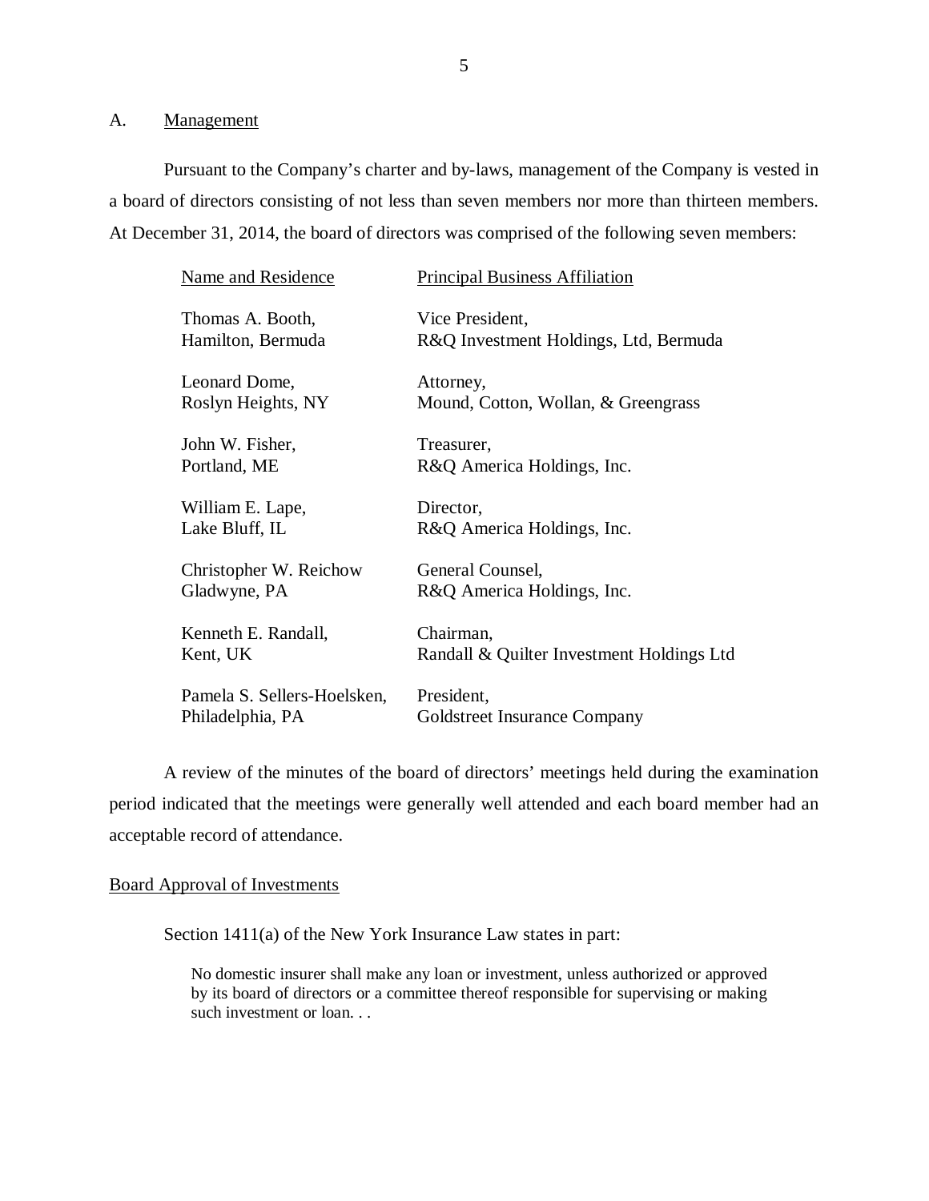## A. Management

Pursuant to the Company's charter and by-laws, management of the Company is vested in a board of directors consisting of not less than seven members nor more than thirteen members. At December 31, 2014, the board of directors was comprised of the following seven members:

| Name and Residence | Principal Business Affiliation |
|---|---|
| Thomas A. Booth, Hamilton, Bermuda | Vice President, R&Q Investment Holdings, Ltd, Bermuda |
| Leonard Dome, Roslyn Heights, NY | Attorney, Mound, Cotton, Wollan, & Greengrass |
| John W. Fisher, Portland, ME | Treasurer, R&Q America Holdings, Inc. |
| William E. Lape, Lake Bluff, IL | Director, R&Q America Holdings, Inc. |
| Christopher W. Reichow Gladwyne, PA | General Counsel, R&Q America Holdings, Inc. |
| Kenneth E. Randall, Kent, UK | Chairman, Randall & Quilter Investment Holdings Ltd |
| Pamela S. Sellers-Hoelsken, Philadelphia, PA | President, Goldstreet Insurance Company |

A review of the minutes of the board of directors' meetings held during the examination period indicated that the meetings were generally well attended and each board member had an acceptable record of attendance.

### Board Approval of Investments

Section 1411(a) of the New York Insurance Law states in part:

> No domestic insurer shall make any loan or investment, unless authorized or approved by its board of directors or a committee thereof responsible for supervising or making such investment or loan. . .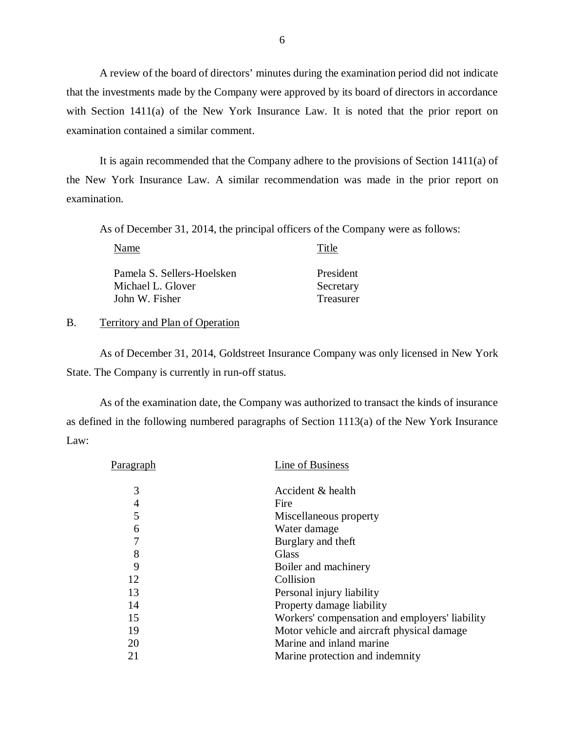A review of the board of directors' minutes during the examination period did not indicate that the investments made by the Company were approved by its board of directors in accordance with Section 1411(a) of the New York Insurance Law. It is noted that the prior report on examination contained a similar comment.

It is again recommended that the Company adhere to the provisions of Section 1411(a) of the New York Insurance Law. A similar recommendation was made in the prior report on examination.

As of December 31, 2014, the principal officers of the Company were as follows:

| Name | Title |
|---|---|
| Pamela S. Sellers-Hoelsken | President |
| Michael L. Glover | Secretary |
| John W. Fisher | Treasurer |

B. Territory and Plan of Operation

As of December 31, 2014, Goldstreet Insurance Company was only licensed in New York State. The Company is currently in run-off status.

As of the examination date, the Company was authorized to transact the kinds of insurance as defined in the following numbered paragraphs of Section 1113(a) of the New York Insurance Law:

| Paragraph | Line of Business |
|---|---|
| 3 | Accident & health |
| 4 | Fire |
| 5 | Miscellaneous property |
| 6 | Water damage |
| 7 | Burglary and theft |
| 8 | Glass |
| 9 | Boiler and machinery |
| 12 | Collision |
| 13 | Personal injury liability |
| 14 | Property damage liability |
| 15 | Workers' compensation and employers' liability |
| 19 | Motor vehicle and aircraft physical damage |
| 20 | Marine and inland marine |
| 21 | Marine protection and indemnity |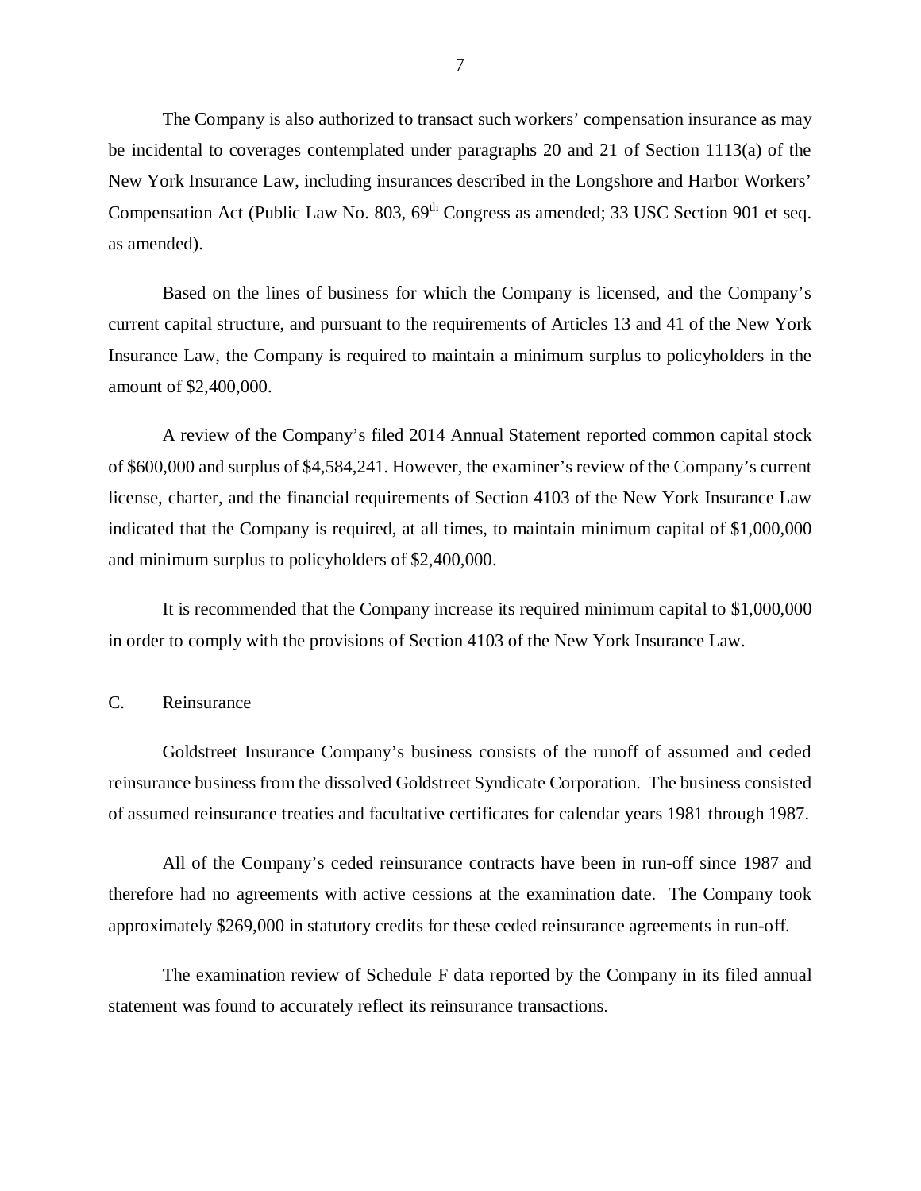The Company is also authorized to transact such workers' compensation insurance as may be incidental to coverages contemplated under paragraphs 20 and 21 of Section 1113(a) of the New York Insurance Law, including insurances described in the Longshore and Harbor Workers' Compensation Act (Public Law No. 803, 69th Congress as amended; 33 USC Section 901 et seq. as amended).

Based on the lines of business for which the Company is licensed, and the Company's current capital structure, and pursuant to the requirements of Articles 13 and 41 of the New York Insurance Law, the Company is required to maintain a minimum surplus to policyholders in the amount of $2,400,000.

A review of the Company's filed 2014 Annual Statement reported common capital stock of $600,000 and surplus of $4,584,241. However, the examiner's review of the Company's current license, charter, and the financial requirements of Section 4103 of the New York Insurance Law indicated that the Company is required, at all times, to maintain minimum capital of $1,000,000 and minimum surplus to policyholders of $2,400,000.

It is recommended that the Company increase its required minimum capital to $1,000,000 in order to comply with the provisions of Section 4103 of the New York Insurance Law.

## C. Reinsurance

Goldstreet Insurance Company's business consists of the runoff of assumed and ceded reinsurance business from the dissolved Goldstreet Syndicate Corporation. The business consisted of assumed reinsurance treaties and facultative certificates for calendar years 1981 through 1987.

All of the Company's ceded reinsurance contracts have been in run-off since 1987 and therefore had no agreements with active cessions at the examination date. The Company took approximately $269,000 in statutory credits for these ceded reinsurance agreements in run-off.

The examination review of Schedule F data reported by the Company in its filed annual statement was found to accurately reflect its reinsurance transactions.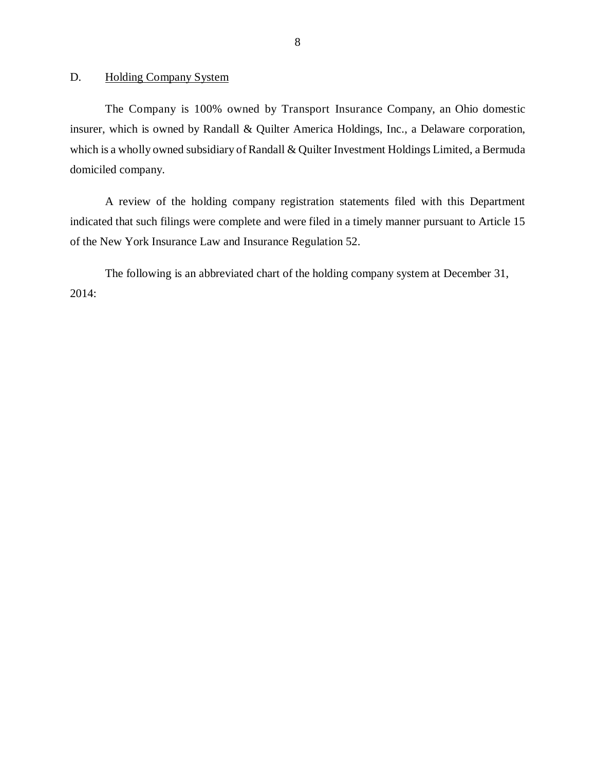## D. Holding Company System

The Company is 100% owned by Transport Insurance Company, an Ohio domestic insurer, which is owned by Randall & Quilter America Holdings, Inc., a Delaware corporation, which is a wholly owned subsidiary of Randall & Quilter Investment Holdings Limited, a Bermuda domiciled company.

A review of the holding company registration statements filed with this Department indicated that such filings were complete and were filed in a timely manner pursuant to Article 15 of the New York Insurance Law and Insurance Regulation 52.

The following is an abbreviated chart of the holding company system at December 31, 2014: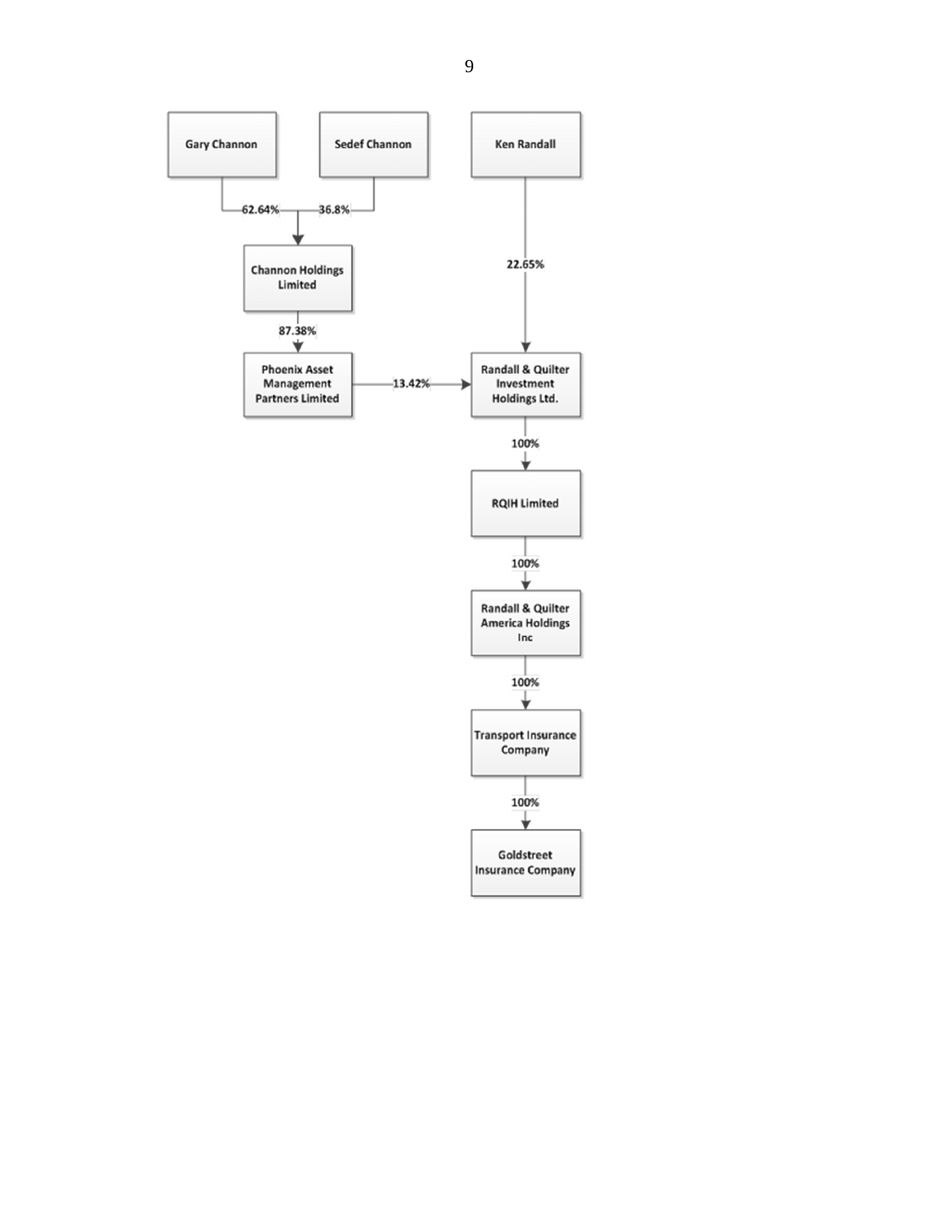Gary Channon → (62.64%) → Channon Holdings Limited

Sedef Channon → (36.8%) → Channon Holdings Limited

Channon Holdings Limited → (87.38%) → Phoenix Asset Management Partners Limited

Phoenix Asset Management Partners Limited → (13.42%) → Randall & Quilter Investment Holdings Ltd.

Ken Randall → (22.65%) → Randall & Quilter Investment Holdings Ltd.

Randall & Quilter Investment Holdings Ltd. → (100%) → RQIH Limited

RQIH Limited → (100%) → Randall & Quilter America Holdings Inc

Randall & Quilter America Holdings Inc → (100%) → Transport Insurance Company

Transport Insurance Company → (100%) → Goldstreet Insurance Company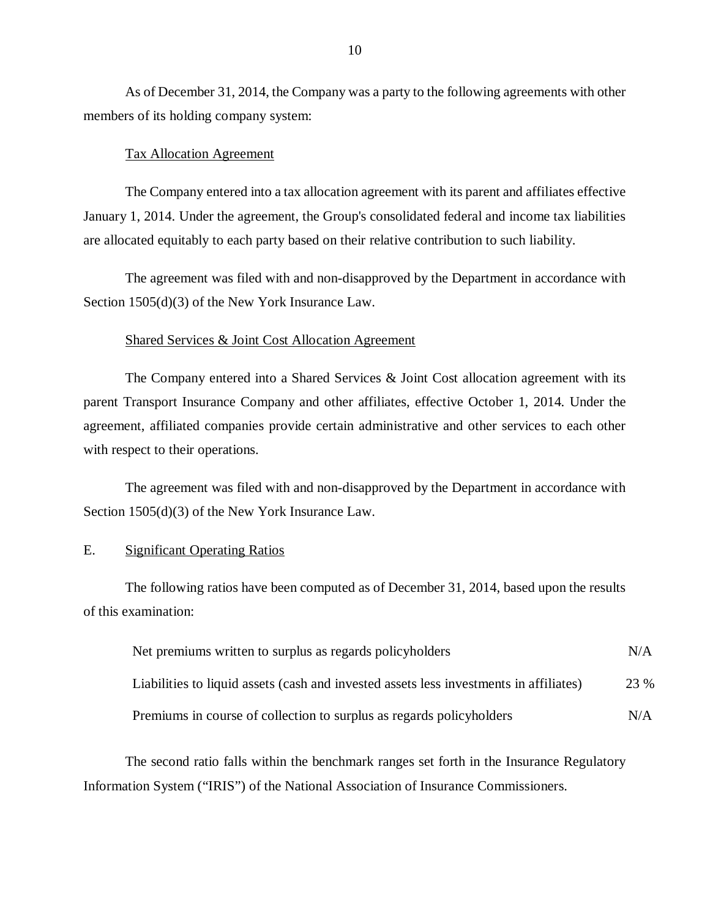As of December 31, 2014, the Company was a party to the following agreements with other members of its holding company system:

Tax Allocation Agreement

The Company entered into a tax allocation agreement with its parent and affiliates effective January 1, 2014. Under the agreement, the Group's consolidated federal and income tax liabilities are allocated equitably to each party based on their relative contribution to such liability.

The agreement was filed with and non-disapproved by the Department in accordance with Section 1505(d)(3) of the New York Insurance Law.

Shared Services & Joint Cost Allocation Agreement

The Company entered into a Shared Services & Joint Cost allocation agreement with its parent Transport Insurance Company and other affiliates, effective October 1, 2014. Under the agreement, affiliated companies provide certain administrative and other services to each other with respect to their operations.

The agreement was filed with and non-disapproved by the Department in accordance with Section 1505(d)(3) of the New York Insurance Law.

## E. Significant Operating Ratios

The following ratios have been computed as of December 31, 2014, based upon the results of this examination:

| | |
|---|---|
| Net premiums written to surplus as regards policyholders | N/A |
| Liabilities to liquid assets (cash and invested assets less investments in affiliates) | 23 % |
| Premiums in course of collection to surplus as regards policyholders | N/A |

The second ratio falls within the benchmark ranges set forth in the Insurance Regulatory Information System ("IRIS") of the National Association of Insurance Commissioners.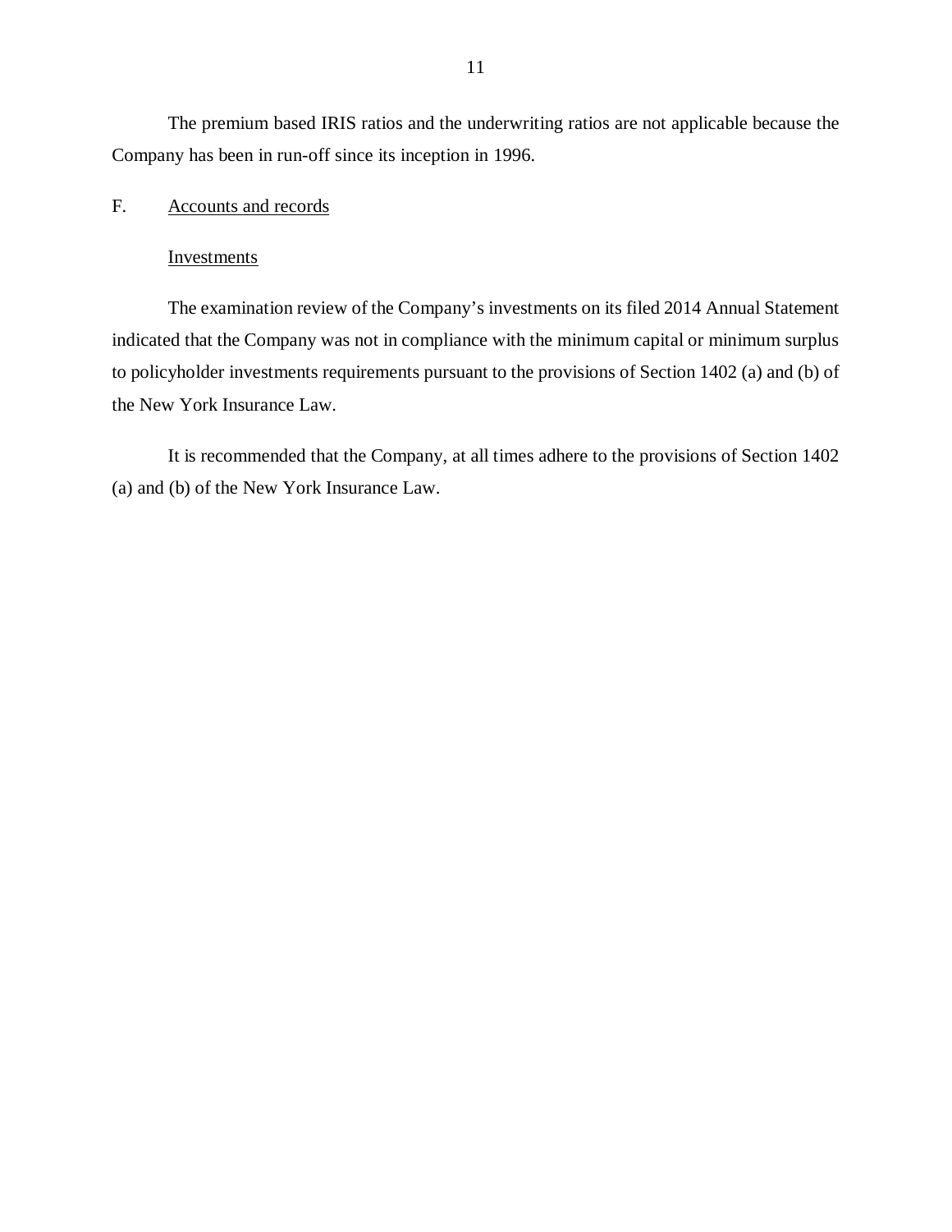The premium based IRIS ratios and the underwriting ratios are not applicable because the Company has been in run-off since its inception in 1996.

F. <u>Accounts and records</u>

<u>Investments</u>

The examination review of the Company's investments on its filed 2014 Annual Statement indicated that the Company was not in compliance with the minimum capital or minimum surplus to policyholder investments requirements pursuant to the provisions of Section 1402 (a) and (b) of the New York Insurance Law.

It is recommended that the Company, at all times adhere to the provisions of Section 1402 (a) and (b) of the New York Insurance Law.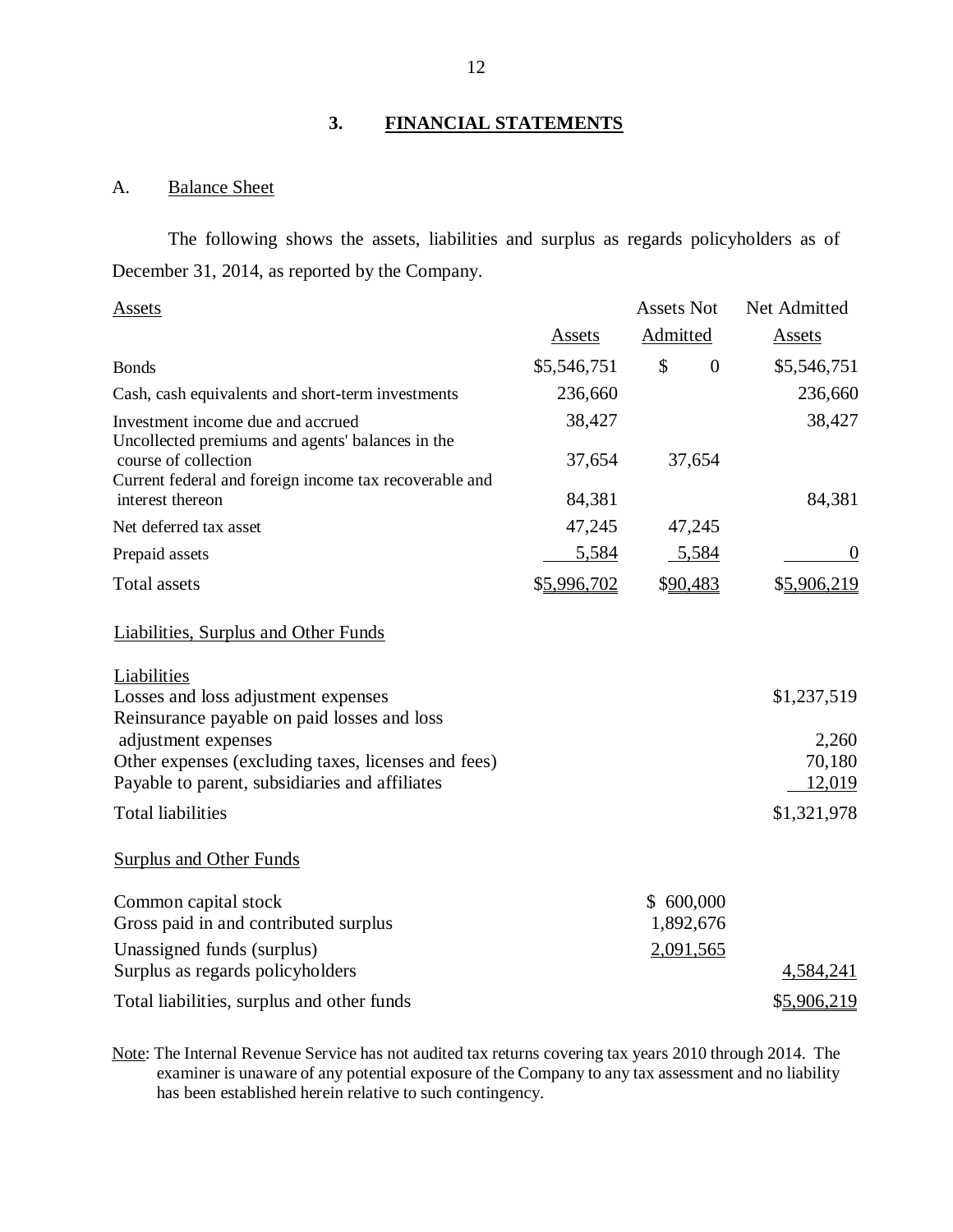## 3. FINANCIAL STATEMENTS

### A. Balance Sheet

The following shows the assets, liabilities and surplus as regards policyholders as of December 31, 2014, as reported by the Company.

| Assets | Assets | Assets Not Admitted | Net Admitted Assets |
|---|---|---|---|
| Bonds | $5,546,751 | $ 0 | $5,546,751 |
| Cash, cash equivalents and short-term investments | 236,660 | | 236,660 |
| Investment income due and accrued | 38,427 | | 38,427 |
| Uncollected premiums and agents' balances in the course of collection | 37,654 | 37,654 | |
| Current federal and foreign income tax recoverable and interest thereon | 84,381 | | 84,381 |
| Net deferred tax asset | 47,245 | 47,245 | |
| Prepaid assets | 5,584 | 5,584 | 0 |
| Total assets | $5,996,702 | $90,483 | $5,906,219 |

| Liabilities, Surplus and Other Funds | | |
|---|---|---|
| **Liabilities** | | |
| Losses and loss adjustment expenses | | $1,237,519 |
| Reinsurance payable on paid losses and loss adjustment expenses | | 2,260 |
| Other expenses (excluding taxes, licenses and fees) | | 70,180 |
| Payable to parent, subsidiaries and affiliates | | 12,019 |
| Total liabilities | | $1,321,978 |
| **Surplus and Other Funds** | | |
| Common capital stock | $ 600,000 | |
| Gross paid in and contributed surplus | 1,892,676 | |
| Unassigned funds (surplus) | 2,091,565 | |
| Surplus as regards policyholders | | 4,584,241 |
| Total liabilities, surplus and other funds | | $5,906,219 |

Note: The Internal Revenue Service has not audited tax returns covering tax years 2010 through 2014. The examiner is unaware of any potential exposure of the Company to any tax assessment and no liability has been established herein relative to such contingency.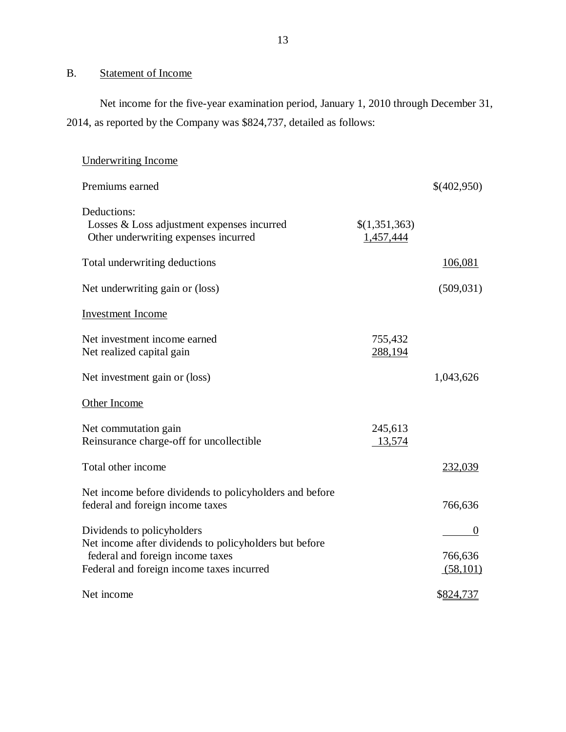## B. Statement of Income

Net income for the five-year examination period, January 1, 2010 through December 31, 2014, as reported by the Company was $824,737, detailed as follows:

| | | |
|---|---|---|
| Underwriting Income | | |
| Premiums earned | | $(402,950) |
| Deductions: | | |
| Losses & Loss adjustment expenses incurred | $(1,351,363) | |
| Other underwriting expenses incurred | 1,457,444 | |
| Total underwriting deductions | | 106,081 |
| Net underwriting gain or (loss) | | (509,031) |
| Investment Income | | |
| Net investment income earned | 755,432 | |
| Net realized capital gain | 288,194 | |
| Net investment gain or (loss) | | 1,043,626 |
| Other Income | | |
| Net commutation gain | 245,613 | |
| Reinsurance charge-off for uncollectible | 13,574 | |
| Total other income | | 232,039 |
| Net income before dividends to policyholders and before federal and foreign income taxes | | 766,636 |
| Dividends to policyholders | | 0 |
| Net income after dividends to policyholders but before federal and foreign income taxes | | 766,636 |
| Federal and foreign income taxes incurred | | (58,101) |
| Net income | | $824,737 |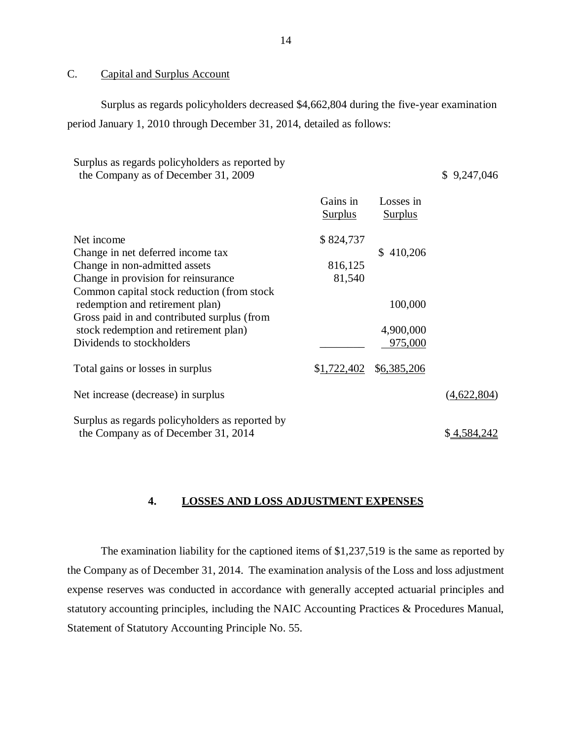C. Capital and Surplus Account

Surplus as regards policyholders decreased $4,662,804 during the five-year examination period January 1, 2010 through December 31, 2014, detailed as follows:

| | Gains in Surplus | Losses in Surplus | |
|---|---|---|---|
| Surplus as regards policyholders as reported by the Company as of December 31, 2009 | | | $ 9,247,046 |
| Net income | $ 824,737 | | |
| Change in net deferred income tax | | $ 410,206 | |
| Change in non-admitted assets | 816,125 | | |
| Change in provision for reinsurance | 81,540 | | |
| Common capital stock reduction (from stock redemption and retirement plan) | | 100,000 | |
| Gross paid in and contributed surplus (from stock redemption and retirement plan) | | 4,900,000 | |
| Dividends to stockholders | | 975,000 | |
| Total gains or losses in surplus | $1,722,402 | $6,385,206 | |
| Net increase (decrease) in surplus | | | (4,622,804) |
| Surplus as regards policyholders as reported by the Company as of December 31, 2014 | | | $ 4,584,242 |

## 4. LOSSES AND LOSS ADJUSTMENT EXPENSES

The examination liability for the captioned items of $1,237,519 is the same as reported by the Company as of December 31, 2014. The examination analysis of the Loss and loss adjustment expense reserves was conducted in accordance with generally accepted actuarial principles and statutory accounting principles, including the NAIC Accounting Practices & Procedures Manual, Statement of Statutory Accounting Principle No. 55.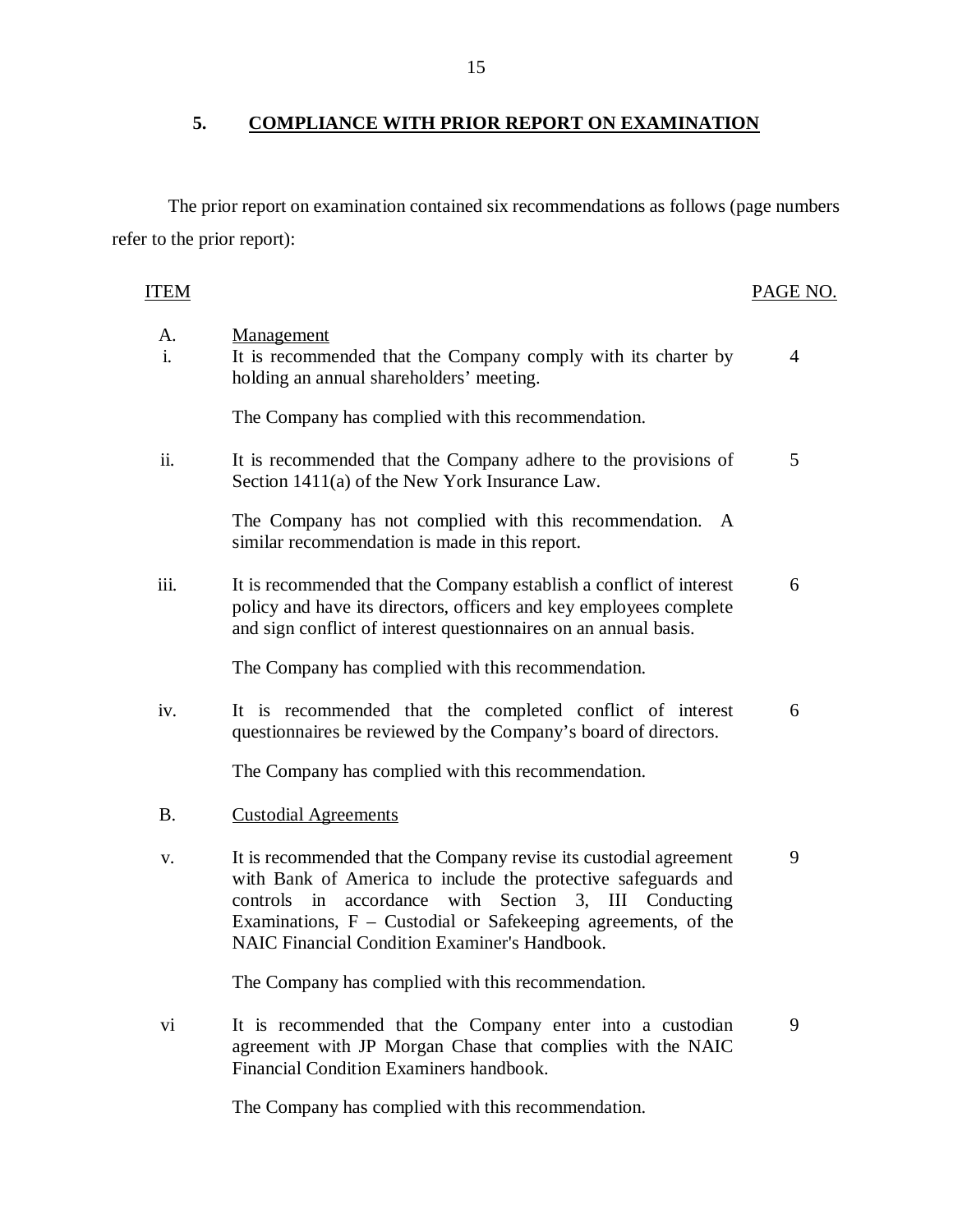## 5. COMPLIANCE WITH PRIOR REPORT ON EXAMINATION

The prior report on examination contained six recommendations as follows (page numbers refer to the prior report):

| ITEM | | PAGE NO. |
|---|---|---|
| A. | Management | |
| i. | It is recommended that the Company comply with its charter by holding an annual shareholders' meeting. | 4 |
| | The Company has complied with this recommendation. | |
| ii. | It is recommended that the Company adhere to the provisions of Section 1411(a) of the New York Insurance Law. | 5 |
| | The Company has not complied with this recommendation. A similar recommendation is made in this report. | |
| iii. | It is recommended that the Company establish a conflict of interest policy and have its directors, officers and key employees complete and sign conflict of interest questionnaires on an annual basis. | 6 |
| | The Company has complied with this recommendation. | |
| iv. | It is recommended that the completed conflict of interest questionnaires be reviewed by the Company's board of directors. | 6 |
| | The Company has complied with this recommendation. | |
| B. | Custodial Agreements | |
| v. | It is recommended that the Company revise its custodial agreement with Bank of America to include the protective safeguards and controls in accordance with Section 3, III Conducting Examinations, F – Custodial or Safekeeping agreements, of the NAIC Financial Condition Examiner's Handbook. | 9 |
| | The Company has complied with this recommendation. | |
| vi | It is recommended that the Company enter into a custodian agreement with JP Morgan Chase that complies with the NAIC Financial Condition Examiners handbook. | 9 |
| | The Company has complied with this recommendation. | |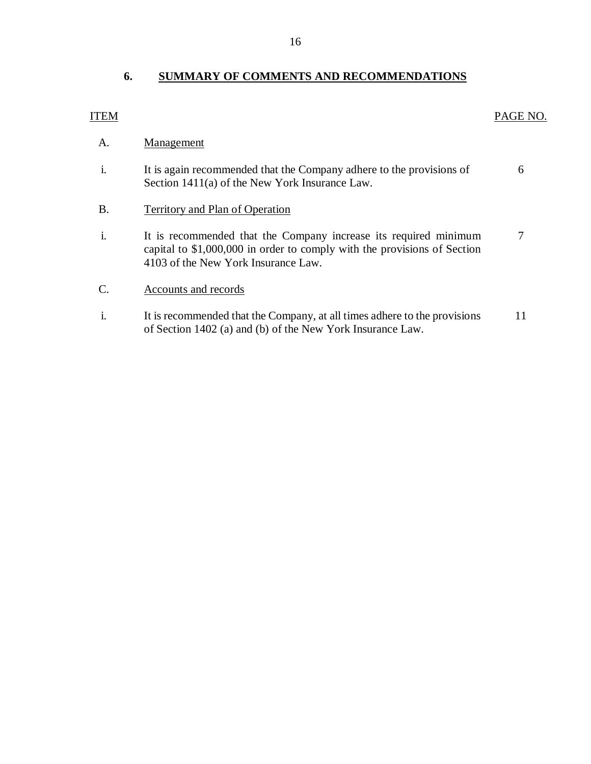## 6. SUMMARY OF COMMENTS AND RECOMMENDATIONS

| ITEM | | PAGE NO. |
|---|---|---|
| A. | Management | |
| i. | It is again recommended that the Company adhere to the provisions of Section 1411(a) of the New York Insurance Law. | 6 |
| B. | Territory and Plan of Operation | |
| i. | It is recommended that the Company increase its required minimum capital to $1,000,000 in order to comply with the provisions of Section 4103 of the New York Insurance Law. | 7 |
| C. | Accounts and records | |
| i. | It is recommended that the Company, at all times adhere to the provisions of Section 1402 (a) and (b) of the New York Insurance Law. | 11 |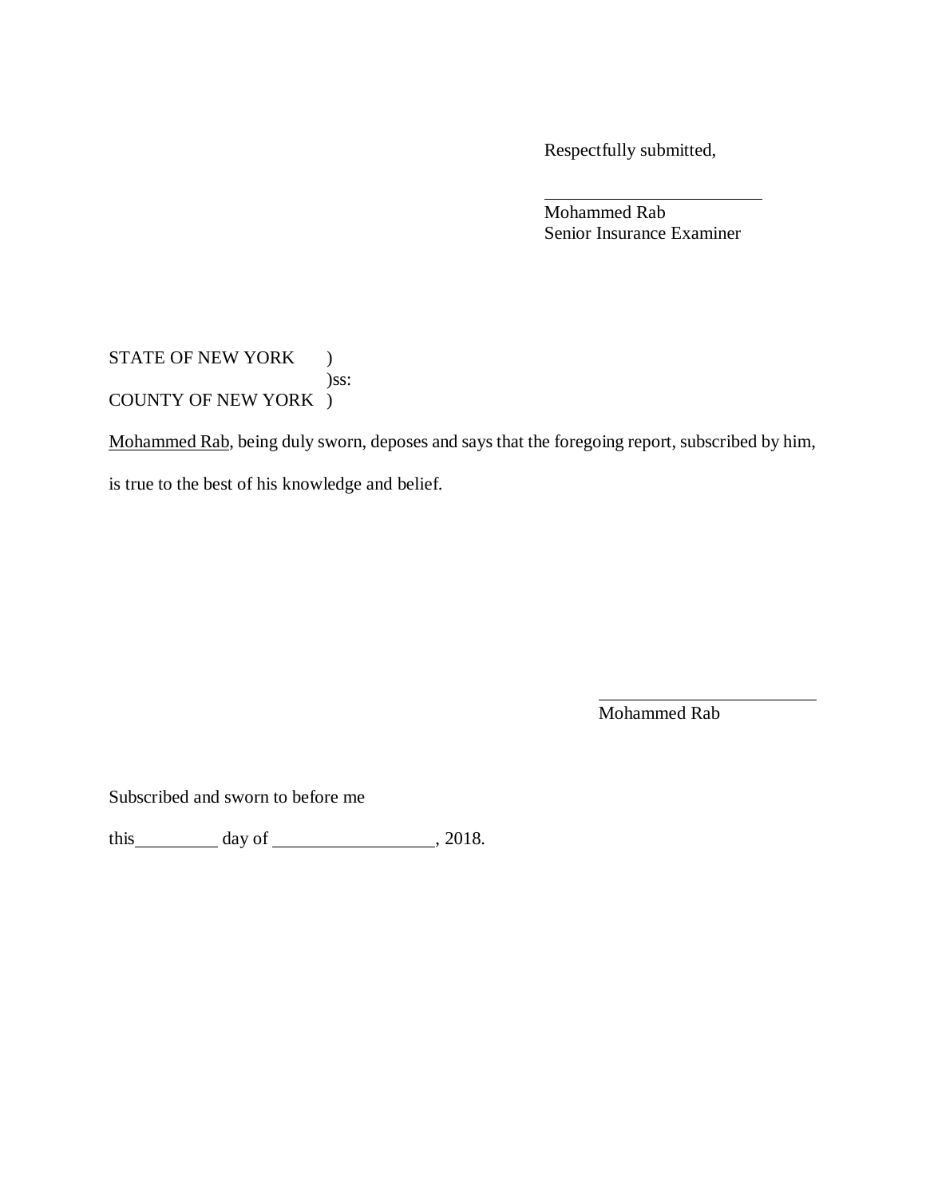Respectfully submitted,

\_\_\_\_\_\_\_\_\_\_\_\_\_\_\_\_\_\_\_\_\_\_\_\_
Mohammed Rab
Senior Insurance Examiner

STATE OF NEW YORK )
)ss:
COUNTY OF NEW YORK )

Mohammed Rab, being duly sworn, deposes and says that the foregoing report, subscribed by him, is true to the best of his knowledge and belief.

\_\_\_\_\_\_\_\_\_\_\_\_\_\_\_\_\_\_\_\_\_\_\_\_
Mohammed Rab

Subscribed and sworn to before me

this\_\_\_\_\_\_\_\_\_ day of \_\_\_\_\_\_\_\_\_\_\_\_\_\_\_\_\_\_, 2018.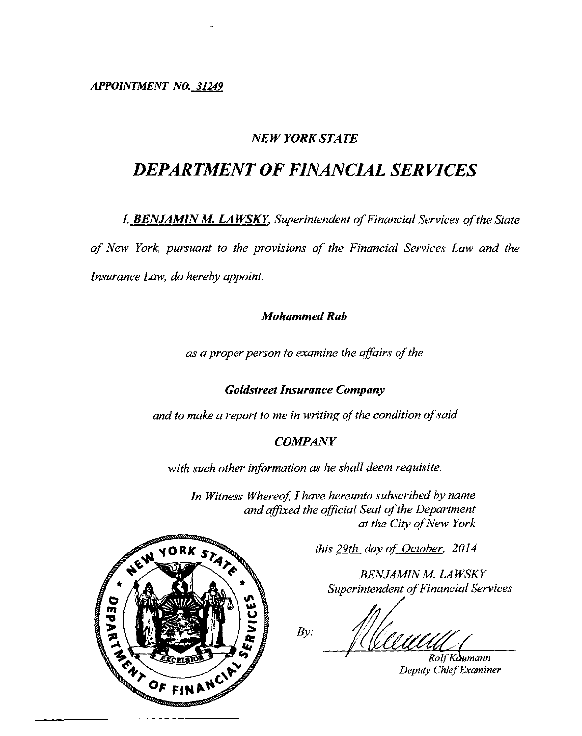*APPOINTMENT NO. 31249*

## *NEW YORK STATE*

# *DEPARTMENT OF FINANCIAL SERVICES*

*I, **BENJAMIN M. LAWSKY**, Superintendent of Financial Services of the State of New York, pursuant to the provisions of the Financial Services Law and the Insurance Law, do hereby appoint:*

***Mohammed Rab***

*as a proper person to examine the affairs of the*

***Goldstreet Insurance Company***

*and to make a report to me in writing of the condition of said*

***COMPANY***

*with such other information as he shall deem requisite.*

*In Witness Whereof, I have hereunto subscribed by name and affixed the official Seal of the Department at the City of New York*

*this 29th day of October, 2014*

*BENJAMIN M. LAWSKY*
*Superintendent of Financial Services*

*By:*

*Rolf Kaumann*
*Deputy Chief Examiner*

NEW YORK STATE ★ DEPARTMENT OF FINANCIAL SERVICES ★ EXCELSIOR